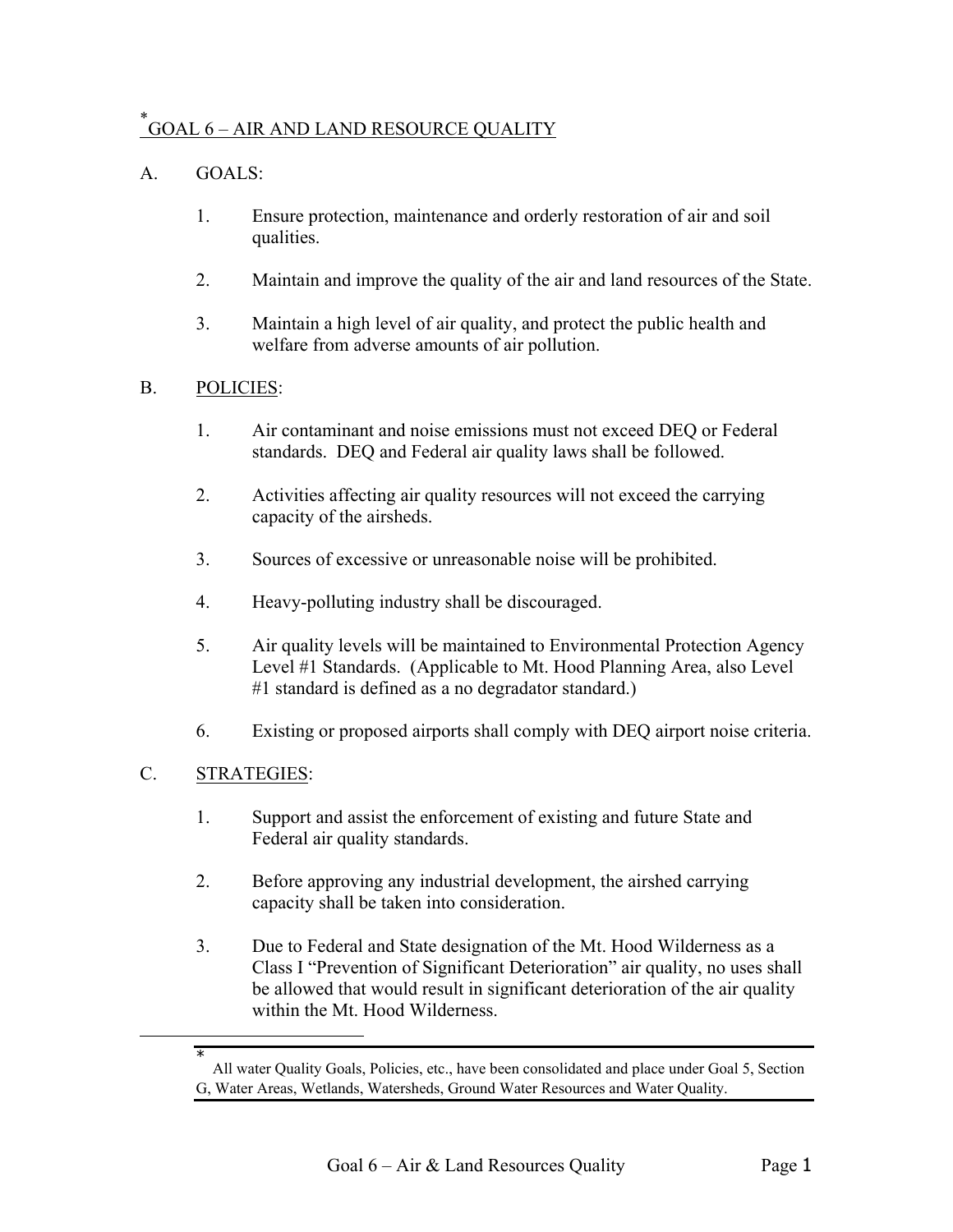# [*] GOAL 6 – AIR AND LAND RESOURCE QUALITY

A. GOALS:

1. Ensure protection, maintenance and orderly restoration of air and soil qualities.

2. Maintain and improve the quality of the air and land resources of the State.

3. Maintain a high level of air quality, and protect the public health and welfare from adverse amounts of air pollution.

B. POLICIES:

1. Air contaminant and noise emissions must not exceed DEQ or Federal standards. DEQ and Federal air quality laws shall be followed.

2. Activities affecting air quality resources will not exceed the carrying capacity of the airsheds.

3. Sources of excessive or unreasonable noise will be prohibited.

4. Heavy-polluting industry shall be discouraged.

5. Air quality levels will be maintained to Environmental Protection Agency Level #1 Standards. (Applicable to Mt. Hood Planning Area, also Level #1 standard is defined as a no degradator standard.)

6. Existing or proposed airports shall comply with DEQ airport noise criteria.

C. STRATEGIES:

1. Support and assist the enforcement of existing and future State and Federal air quality standards.

2. Before approving any industrial development, the airshed carrying capacity shall be taken into consideration.

3. Due to Federal and State designation of the Mt. Hood Wilderness as a Class I "Prevention of Significant Deterioration" air quality, no uses shall be allowed that would result in significant deterioration of the air quality within the Mt. Hood Wilderness.

---

[*] All water Quality Goals, Policies, etc., have been consolidated and place under Goal 5, Section G, Water Areas, Wetlands, Watersheds, Ground Water Resources and Water Quality.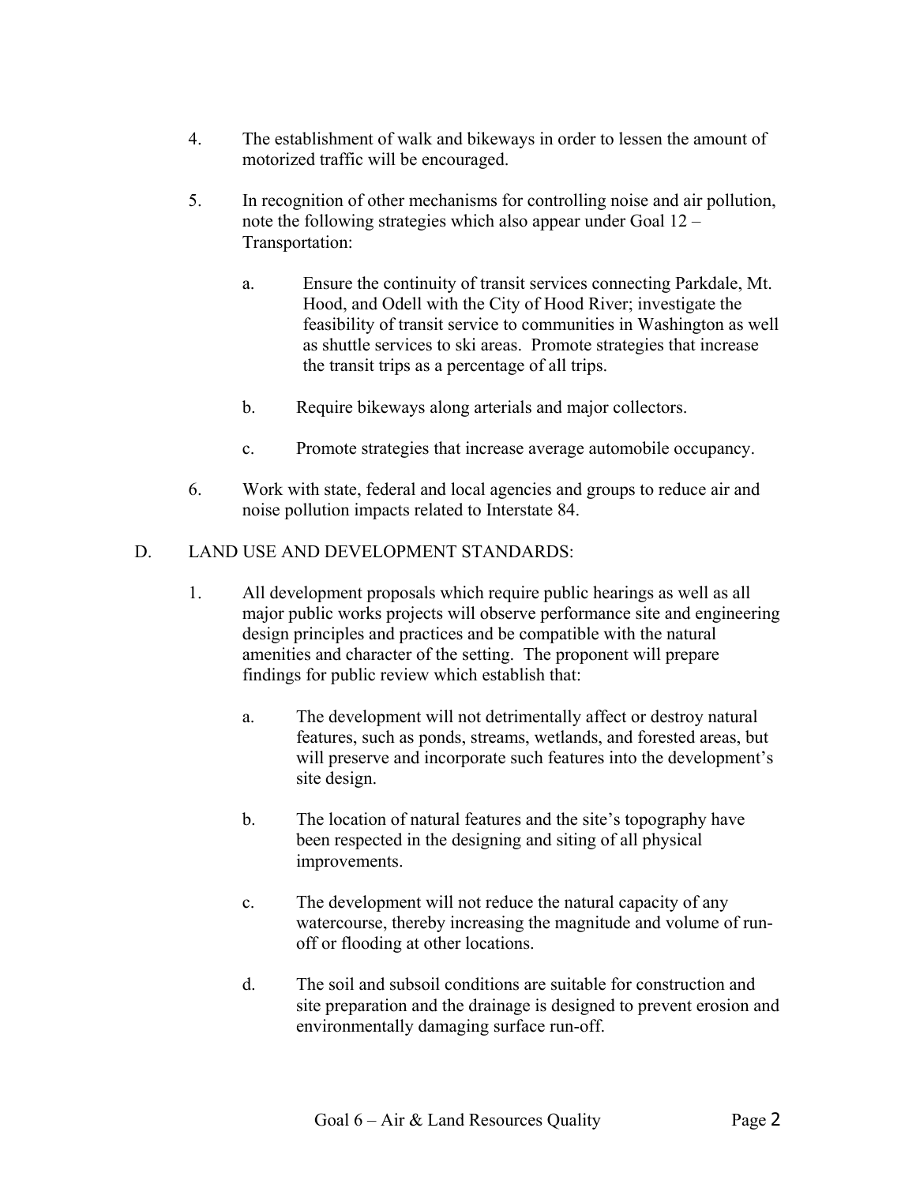4. The establishment of walk and bikeways in order to lessen the amount of motorized traffic will be encouraged.

5. In recognition of other mechanisms for controlling noise and air pollution, note the following strategies which also appear under Goal 12 – Transportation:

   a. Ensure the continuity of transit services connecting Parkdale, Mt. Hood, and Odell with the City of Hood River; investigate the feasibility of transit service to communities in Washington as well as shuttle services to ski areas. Promote strategies that increase the transit trips as a percentage of all trips.

   b. Require bikeways along arterials and major collectors.

   c. Promote strategies that increase average automobile occupancy.

6. Work with state, federal and local agencies and groups to reduce air and noise pollution impacts related to Interstate 84.

D. LAND USE AND DEVELOPMENT STANDARDS:

1. All development proposals which require public hearings as well as all major public works projects will observe performance site and engineering design principles and practices and be compatible with the natural amenities and character of the setting. The proponent will prepare findings for public review which establish that:

   a. The development will not detrimentally affect or destroy natural features, such as ponds, streams, wetlands, and forested areas, but will preserve and incorporate such features into the development's site design.

   b. The location of natural features and the site's topography have been respected in the designing and siting of all physical improvements.

   c. The development will not reduce the natural capacity of any watercourse, thereby increasing the magnitude and volume of run-off or flooding at other locations.

   d. The soil and subsoil conditions are suitable for construction and site preparation and the drainage is designed to prevent erosion and environmentally damaging surface run-off.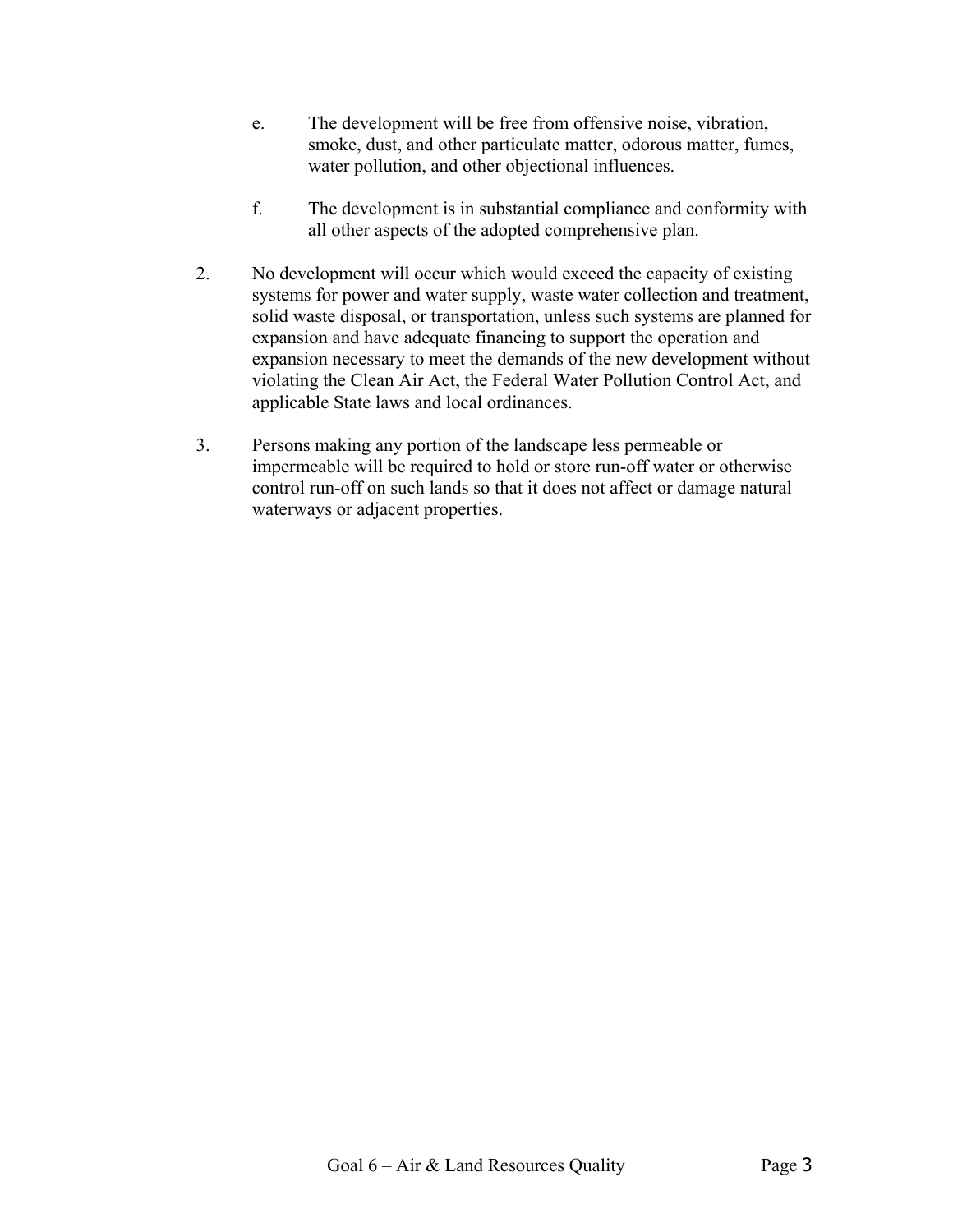e. The development will be free from offensive noise, vibration, smoke, dust, and other particulate matter, odorous matter, fumes, water pollution, and other objectional influences.

f. The development is in substantial compliance and conformity with all other aspects of the adopted comprehensive plan.

2. No development will occur which would exceed the capacity of existing systems for power and water supply, waste water collection and treatment, solid waste disposal, or transportation, unless such systems are planned for expansion and have adequate financing to support the operation and expansion necessary to meet the demands of the new development without violating the Clean Air Act, the Federal Water Pollution Control Act, and applicable State laws and local ordinances.

3. Persons making any portion of the landscape less permeable or impermeable will be required to hold or store run-off water or otherwise control run-off on such lands so that it does not affect or damage natural waterways or adjacent properties.